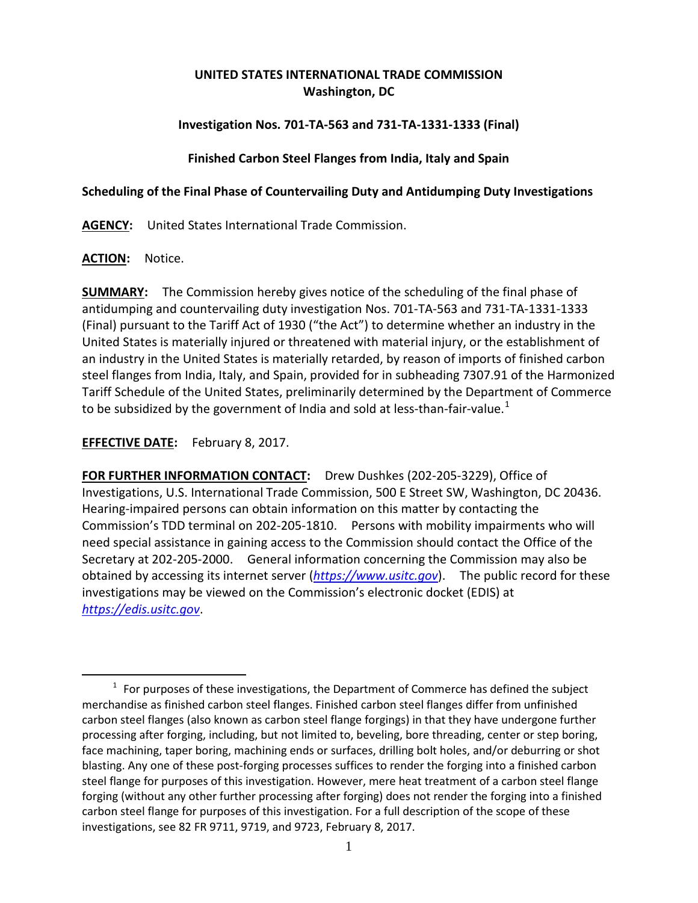**UNITED STATES INTERNATIONAL TRADE COMMISSION**
**Washington, DC**

**Investigation Nos. 701-TA-563 and 731-TA-1331-1333 (Final)**

**Finished Carbon Steel Flanges from India, Italy and Spain**

**Scheduling of the Final Phase of Countervailing Duty and Antidumping Duty Investigations**

**AGENCY:** United States International Trade Commission.

**ACTION:** Notice.

**SUMMARY:** The Commission hereby gives notice of the scheduling of the final phase of antidumping and countervailing duty investigation Nos. 701-TA-563 and 731-TA-1331-1333 (Final) pursuant to the Tariff Act of 1930 ("the Act") to determine whether an industry in the United States is materially injured or threatened with material injury, or the establishment of an industry in the United States is materially retarded, by reason of imports of finished carbon steel flanges from India, Italy, and Spain, provided for in subheading 7307.91 of the Harmonized Tariff Schedule of the United States, preliminarily determined by the Department of Commerce to be subsidized by the government of India and sold at less-than-fair-value.[1]

**EFFECTIVE DATE:** February 8, 2017.

**FOR FURTHER INFORMATION CONTACT:** Drew Dushkes (202-205-3229), Office of Investigations, U.S. International Trade Commission, 500 E Street SW, Washington, DC 20436. Hearing-impaired persons can obtain information on this matter by contacting the Commission's TDD terminal on 202-205-1810. Persons with mobility impairments who will need special assistance in gaining access to the Commission should contact the Office of the Secretary at 202-205-2000. General information concerning the Commission may also be obtained by accessing its internet server (*https://www.usitc.gov*). The public record for these investigations may be viewed on the Commission's electronic docket (EDIS) at *https://edis.usitc.gov*.

---

[1] For purposes of these investigations, the Department of Commerce has defined the subject merchandise as finished carbon steel flanges. Finished carbon steel flanges differ from unfinished carbon steel flanges (also known as carbon steel flange forgings) in that they have undergone further processing after forging, including, but not limited to, beveling, bore threading, center or step boring, face machining, taper boring, machining ends or surfaces, drilling bolt holes, and/or deburring or shot blasting. Any one of these post-forging processes suffices to render the forging into a finished carbon steel flange for purposes of this investigation. However, mere heat treatment of a carbon steel flange forging (without any other further processing after forging) does not render the forging into a finished carbon steel flange for purposes of this investigation. For a full description of the scope of these investigations, see 82 FR 9711, 9719, and 9723, February 8, 2017.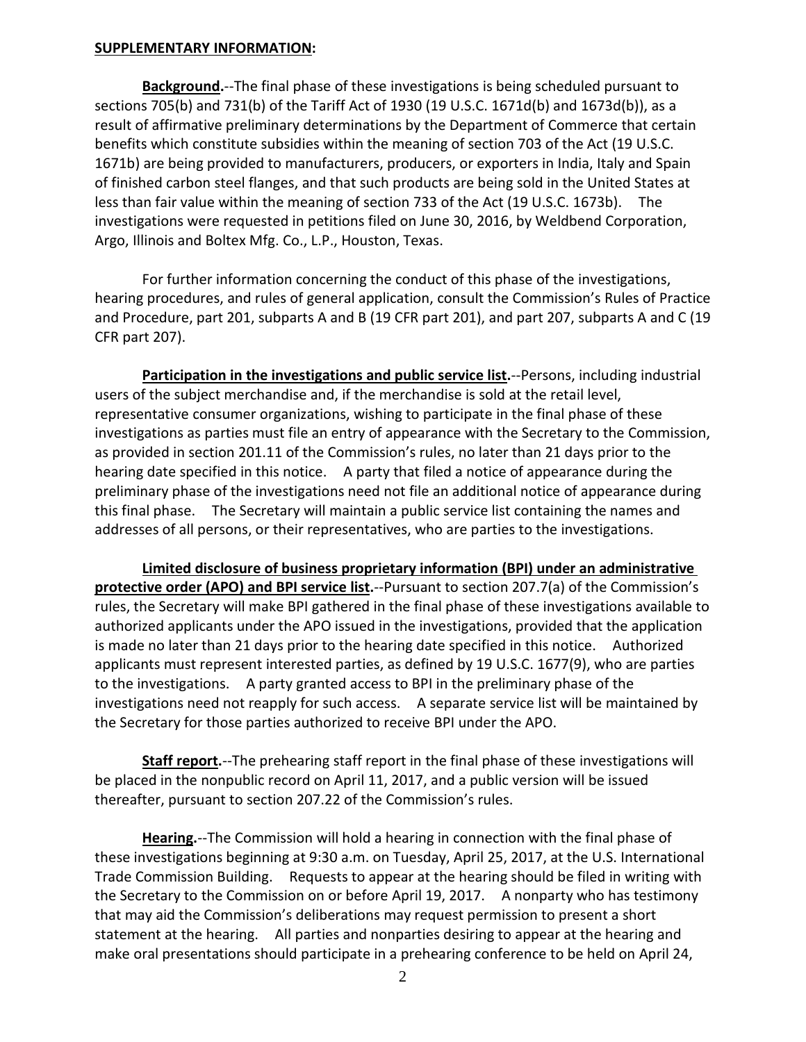**SUPPLEMENTARY INFORMATION:**

**Background.**--The final phase of these investigations is being scheduled pursuant to sections 705(b) and 731(b) of the Tariff Act of 1930 (19 U.S.C. 1671d(b) and 1673d(b)), as a result of affirmative preliminary determinations by the Department of Commerce that certain benefits which constitute subsidies within the meaning of section 703 of the Act (19 U.S.C. 1671b) are being provided to manufacturers, producers, or exporters in India, Italy and Spain of finished carbon steel flanges, and that such products are being sold in the United States at less than fair value within the meaning of section 733 of the Act (19 U.S.C. 1673b). The investigations were requested in petitions filed on June 30, 2016, by Weldbend Corporation, Argo, Illinois and Boltex Mfg. Co., L.P., Houston, Texas.

For further information concerning the conduct of this phase of the investigations, hearing procedures, and rules of general application, consult the Commission's Rules of Practice and Procedure, part 201, subparts A and B (19 CFR part 201), and part 207, subparts A and C (19 CFR part 207).

**Participation in the investigations and public service list.**--Persons, including industrial users of the subject merchandise and, if the merchandise is sold at the retail level, representative consumer organizations, wishing to participate in the final phase of these investigations as parties must file an entry of appearance with the Secretary to the Commission, as provided in section 201.11 of the Commission's rules, no later than 21 days prior to the hearing date specified in this notice. A party that filed a notice of appearance during the preliminary phase of the investigations need not file an additional notice of appearance during this final phase. The Secretary will maintain a public service list containing the names and addresses of all persons, or their representatives, who are parties to the investigations.

**Limited disclosure of business proprietary information (BPI) under an administrative protective order (APO) and BPI service list.**--Pursuant to section 207.7(a) of the Commission's rules, the Secretary will make BPI gathered in the final phase of these investigations available to authorized applicants under the APO issued in the investigations, provided that the application is made no later than 21 days prior to the hearing date specified in this notice. Authorized applicants must represent interested parties, as defined by 19 U.S.C. 1677(9), who are parties to the investigations. A party granted access to BPI in the preliminary phase of the investigations need not reapply for such access. A separate service list will be maintained by the Secretary for those parties authorized to receive BPI under the APO.

**Staff report.**--The prehearing staff report in the final phase of these investigations will be placed in the nonpublic record on April 11, 2017, and a public version will be issued thereafter, pursuant to section 207.22 of the Commission's rules.

**Hearing.**--The Commission will hold a hearing in connection with the final phase of these investigations beginning at 9:30 a.m. on Tuesday, April 25, 2017, at the U.S. International Trade Commission Building. Requests to appear at the hearing should be filed in writing with the Secretary to the Commission on or before April 19, 2017. A nonparty who has testimony that may aid the Commission's deliberations may request permission to present a short statement at the hearing. All parties and nonparties desiring to appear at the hearing and make oral presentations should participate in a prehearing conference to be held on April 24,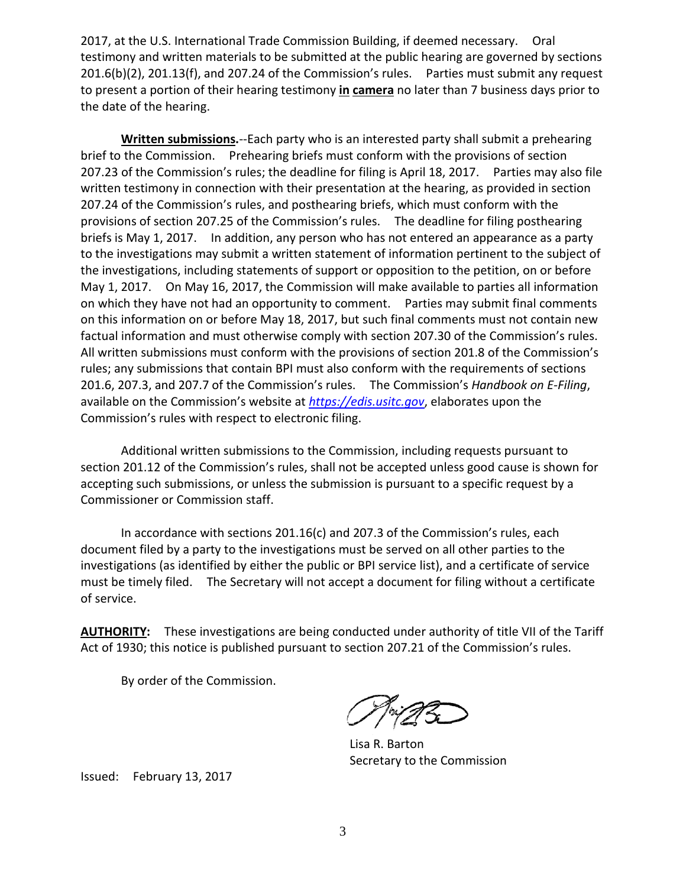2017, at the U.S. International Trade Commission Building, if deemed necessary. Oral testimony and written materials to be submitted at the public hearing are governed by sections 201.6(b)(2), 201.13(f), and 207.24 of the Commission's rules. Parties must submit any request to present a portion of their hearing testimony **in camera** no later than 7 business days prior to the date of the hearing.

**Written submissions.**--Each party who is an interested party shall submit a prehearing brief to the Commission. Prehearing briefs must conform with the provisions of section 207.23 of the Commission's rules; the deadline for filing is April 18, 2017. Parties may also file written testimony in connection with their presentation at the hearing, as provided in section 207.24 of the Commission's rules, and posthearing briefs, which must conform with the provisions of section 207.25 of the Commission's rules. The deadline for filing posthearing briefs is May 1, 2017. In addition, any person who has not entered an appearance as a party to the investigations may submit a written statement of information pertinent to the subject of the investigations, including statements of support or opposition to the petition, on or before May 1, 2017. On May 16, 2017, the Commission will make available to parties all information on which they have not had an opportunity to comment. Parties may submit final comments on this information on or before May 18, 2017, but such final comments must not contain new factual information and must otherwise comply with section 207.30 of the Commission's rules. All written submissions must conform with the provisions of section 201.8 of the Commission's rules; any submissions that contain BPI must also conform with the requirements of sections 201.6, 207.3, and 207.7 of the Commission's rules. The Commission's *Handbook on E-Filing*, available on the Commission's website at *https://edis.usitc.gov*, elaborates upon the Commission's rules with respect to electronic filing.

Additional written submissions to the Commission, including requests pursuant to section 201.12 of the Commission's rules, shall not be accepted unless good cause is shown for accepting such submissions, or unless the submission is pursuant to a specific request by a Commissioner or Commission staff.

In accordance with sections 201.16(c) and 207.3 of the Commission's rules, each document filed by a party to the investigations must be served on all other parties to the investigations (as identified by either the public or BPI service list), and a certificate of service must be timely filed. The Secretary will not accept a document for filing without a certificate of service.

**AUTHORITY:** These investigations are being conducted under authority of title VII of the Tariff Act of 1930; this notice is published pursuant to section 207.21 of the Commission's rules.

By order of the Commission.

Lisa R. Barton
Secretary to the Commission

Issued: February 13, 2017